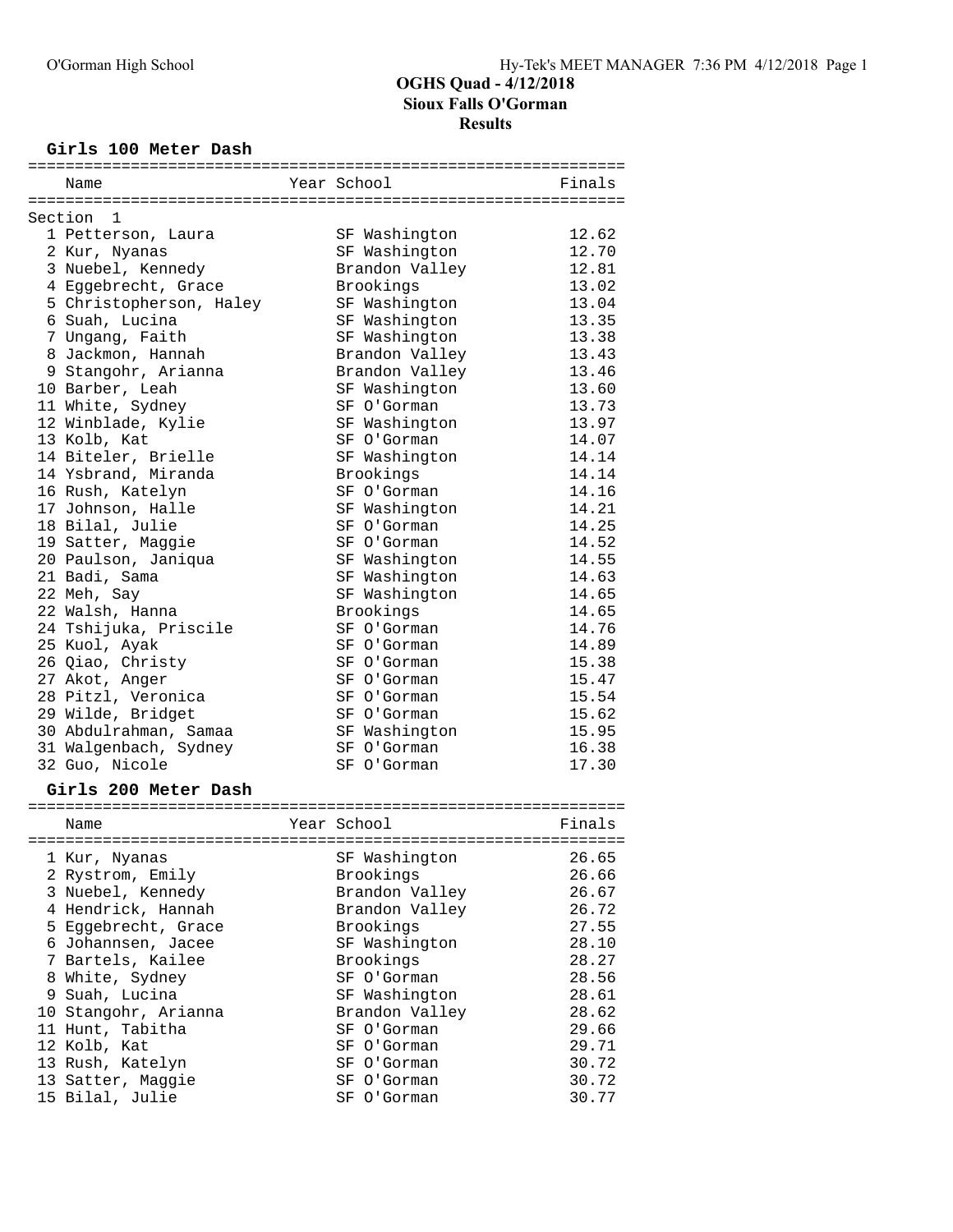# OGHS Quad - 4/12/2018

## Sioux Falls O'Gorman

## Results

### Girls 100 Meter Dash

| Place | Name | Year | School | Finals |
|---|---|---|---|---|
| Section 1 | | | | |
| 1 | Petterson, Laura | | SF Washington | 12.62 |
| 2 | Kur, Nyanas | | SF Washington | 12.70 |
| 3 | Nuebel, Kennedy | | Brandon Valley | 12.81 |
| 4 | Eggebrecht, Grace | | Brookings | 13.02 |
| 5 | Christopherson, Haley | | SF Washington | 13.04 |
| 6 | Suah, Lucina | | SF Washington | 13.35 |
| 7 | Ungang, Faith | | SF Washington | 13.38 |
| 8 | Jackmon, Hannah | | Brandon Valley | 13.43 |
| 9 | Stangohr, Arianna | | Brandon Valley | 13.46 |
| 10 | Barber, Leah | | SF Washington | 13.60 |
| 11 | White, Sydney | | SF O'Gorman | 13.73 |
| 12 | Winblade, Kylie | | SF Washington | 13.97 |
| 13 | Kolb, Kat | | SF O'Gorman | 14.07 |
| 14 | Biteler, Brielle | | SF Washington | 14.14 |
| 14 | Ysbrand, Miranda | | Brookings | 14.14 |
| 16 | Rush, Katelyn | | SF O'Gorman | 14.16 |
| 17 | Johnson, Halle | | SF Washington | 14.21 |
| 18 | Bilal, Julie | | SF O'Gorman | 14.25 |
| 19 | Satter, Maggie | | SF O'Gorman | 14.52 |
| 20 | Paulson, Janiqua | | SF Washington | 14.55 |
| 21 | Badi, Sama | | SF Washington | 14.63 |
| 22 | Meh, Say | | SF Washington | 14.65 |
| 22 | Walsh, Hanna | | Brookings | 14.65 |
| 24 | Tshijuka, Priscile | | SF O'Gorman | 14.76 |
| 25 | Kuol, Ayak | | SF O'Gorman | 14.89 |
| 26 | Qiao, Christy | | SF O'Gorman | 15.38 |
| 27 | Akot, Anger | | SF O'Gorman | 15.47 |
| 28 | Pitzl, Veronica | | SF O'Gorman | 15.54 |
| 29 | Wilde, Bridget | | SF O'Gorman | 15.62 |
| 30 | Abdulrahman, Samaa | | SF Washington | 15.95 |
| 31 | Walgenbach, Sydney | | SF O'Gorman | 16.38 |
| 32 | Guo, Nicole | | SF O'Gorman | 17.30 |

### Girls 200 Meter Dash

| Place | Name | Year | School | Finals |
|---|---|---|---|---|
| 1 | Kur, Nyanas | | SF Washington | 26.65 |
| 2 | Rystrom, Emily | | Brookings | 26.66 |
| 3 | Nuebel, Kennedy | | Brandon Valley | 26.67 |
| 4 | Hendrick, Hannah | | Brandon Valley | 26.72 |
| 5 | Eggebrecht, Grace | | Brookings | 27.55 |
| 6 | Johannsen, Jacee | | SF Washington | 28.10 |
| 7 | Bartels, Kailee | | Brookings | 28.27 |
| 8 | White, Sydney | | SF O'Gorman | 28.56 |
| 9 | Suah, Lucina | | SF Washington | 28.61 |
| 10 | Stangohr, Arianna | | Brandon Valley | 28.62 |
| 11 | Hunt, Tabitha | | SF O'Gorman | 29.66 |
| 12 | Kolb, Kat | | SF O'Gorman | 29.71 |
| 13 | Rush, Katelyn | | SF O'Gorman | 30.72 |
| 13 | Satter, Maggie | | SF O'Gorman | 30.72 |
| 15 | Bilal, Julie | | SF O'Gorman | 30.77 |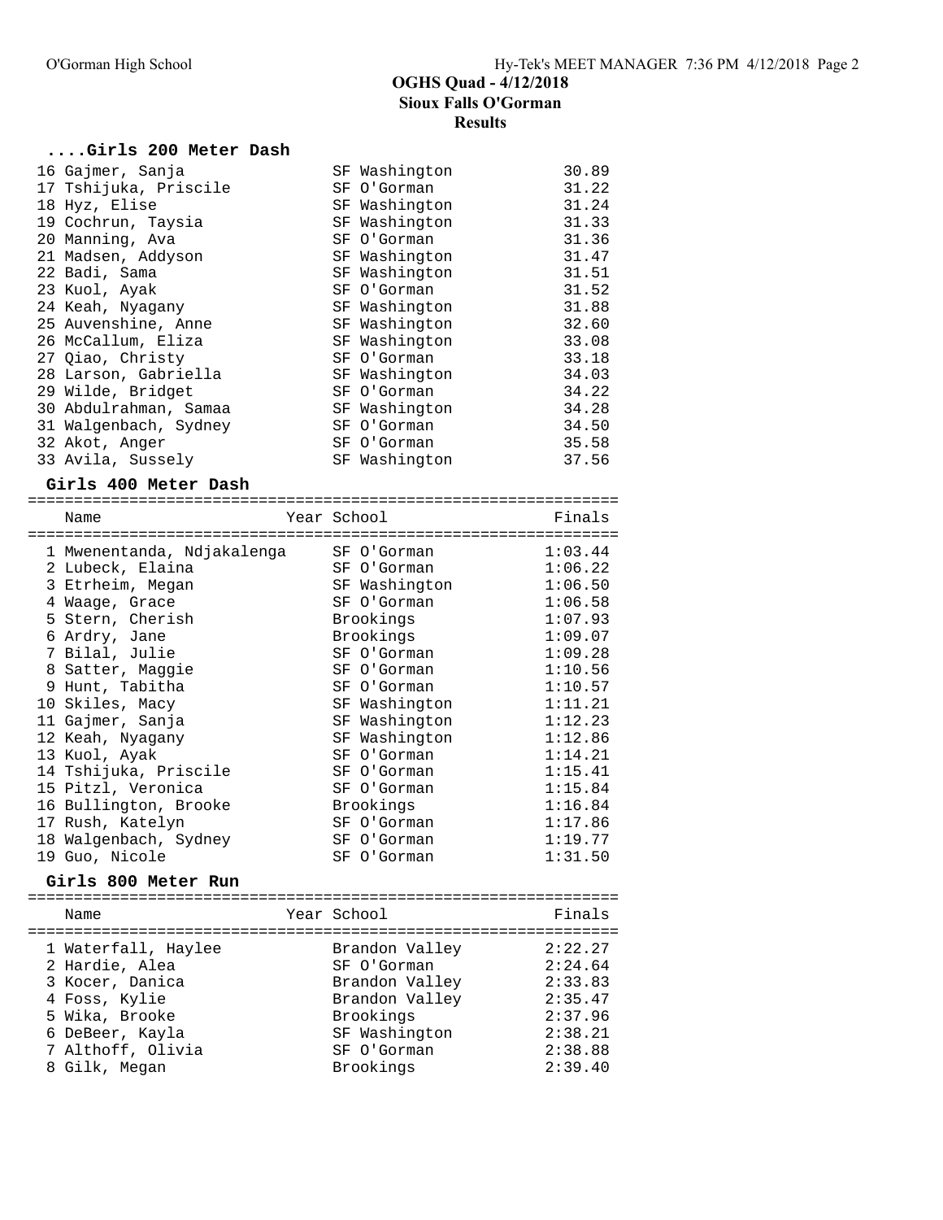## OGHS Quad - 4/12/2018
## Sioux Falls O'Gorman
## Results

### ....Girls 200 Meter Dash

| Place | Name | Year | School | Finals |
|---|---|---|---|---|
| 16 | Gajmer, Sanja | | SF Washington | 30.89 |
| 17 | Tshijuka, Priscile | | SF O'Gorman | 31.22 |
| 18 | Hyz, Elise | | SF Washington | 31.24 |
| 19 | Cochrun, Taysia | | SF Washington | 31.33 |
| 20 | Manning, Ava | | SF O'Gorman | 31.36 |
| 21 | Madsen, Addyson | | SF Washington | 31.47 |
| 22 | Badi, Sama | | SF Washington | 31.51 |
| 23 | Kuol, Ayak | | SF O'Gorman | 31.52 |
| 24 | Keah, Nyagany | | SF Washington | 31.88 |
| 25 | Auvenshine, Anne | | SF Washington | 32.60 |
| 26 | McCallum, Eliza | | SF Washington | 33.08 |
| 27 | Qiao, Christy | | SF O'Gorman | 33.18 |
| 28 | Larson, Gabriella | | SF Washington | 34.03 |
| 29 | Wilde, Bridget | | SF O'Gorman | 34.22 |
| 30 | Abdulrahman, Samaa | | SF Washington | 34.28 |
| 31 | Walgenbach, Sydney | | SF O'Gorman | 34.50 |
| 32 | Akot, Anger | | SF O'Gorman | 35.58 |
| 33 | Avila, Sussely | | SF Washington | 37.56 |

### Girls 400 Meter Dash

| Place | Name | Year | School | Finals |
|---|---|---|---|---|
| 1 | Mwenentanda, Ndjakalenga | | SF O'Gorman | 1:03.44 |
| 2 | Lubeck, Elaina | | SF O'Gorman | 1:06.22 |
| 3 | Etrheim, Megan | | SF Washington | 1:06.50 |
| 4 | Waage, Grace | | SF O'Gorman | 1:06.58 |
| 5 | Stern, Cherish | | Brookings | 1:07.93 |
| 6 | Ardry, Jane | | Brookings | 1:09.07 |
| 7 | Bilal, Julie | | SF O'Gorman | 1:09.28 |
| 8 | Satter, Maggie | | SF O'Gorman | 1:10.56 |
| 9 | Hunt, Tabitha | | SF O'Gorman | 1:10.57 |
| 10 | Skiles, Macy | | SF Washington | 1:11.21 |
| 11 | Gajmer, Sanja | | SF Washington | 1:12.23 |
| 12 | Keah, Nyagany | | SF Washington | 1:12.86 |
| 13 | Kuol, Ayak | | SF O'Gorman | 1:14.21 |
| 14 | Tshijuka, Priscile | | SF O'Gorman | 1:15.41 |
| 15 | Pitzl, Veronica | | SF O'Gorman | 1:15.84 |
| 16 | Bullington, Brooke | | Brookings | 1:16.84 |
| 17 | Rush, Katelyn | | SF O'Gorman | 1:17.86 |
| 18 | Walgenbach, Sydney | | SF O'Gorman | 1:19.77 |
| 19 | Guo, Nicole | | SF O'Gorman | 1:31.50 |

### Girls 800 Meter Run

| Place | Name | Year | School | Finals |
|---|---|---|---|---|
| 1 | Waterfall, Haylee | | Brandon Valley | 2:22.27 |
| 2 | Hardie, Alea | | SF O'Gorman | 2:24.64 |
| 3 | Kocer, Danica | | Brandon Valley | 2:33.83 |
| 4 | Foss, Kylie | | Brandon Valley | 2:35.47 |
| 5 | Wika, Brooke | | Brookings | 2:37.96 |
| 6 | DeBeer, Kayla | | SF Washington | 2:38.21 |
| 7 | Althoff, Olivia | | SF O'Gorman | 2:38.88 |
| 8 | Gilk, Megan | | Brookings | 2:39.40 |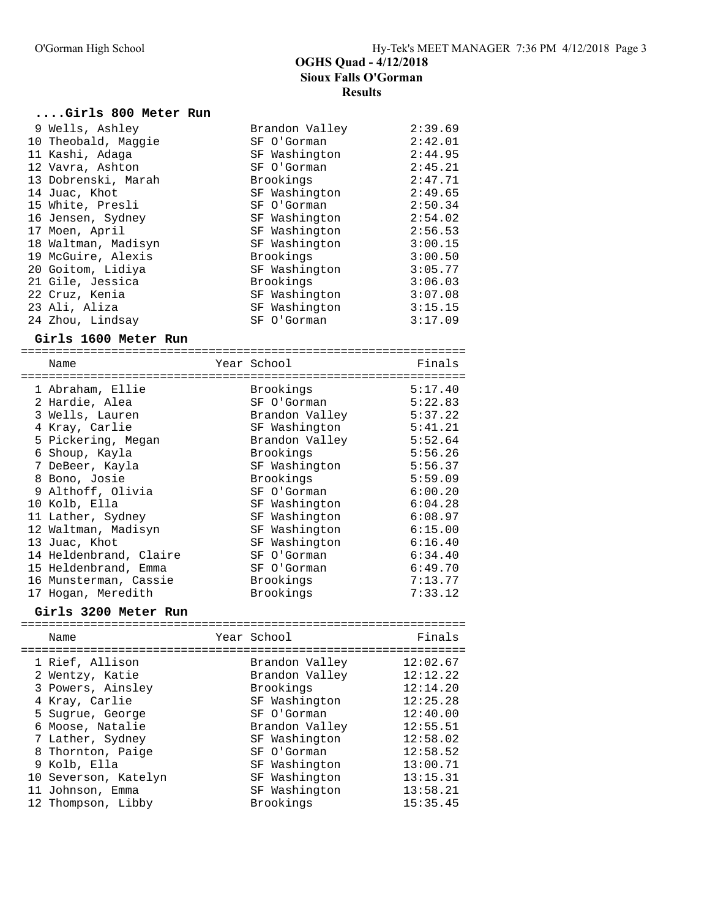# OGHS Quad - 4/12/2018
## Sioux Falls O'Gorman
## Results

### ....Girls 800 Meter Run

| Place | Name | Year | School | Finals |
|---|---|---|---|---|
| 9 | Wells, Ashley | | Brandon Valley | 2:39.69 |
| 10 | Theobald, Maggie | | SF O'Gorman | 2:42.01 |
| 11 | Kashi, Adaga | | SF Washington | 2:44.95 |
| 12 | Vavra, Ashton | | SF O'Gorman | 2:45.21 |
| 13 | Dobrenski, Marah | | Brookings | 2:47.71 |
| 14 | Juac, Khot | | SF Washington | 2:49.65 |
| 15 | White, Presli | | SF O'Gorman | 2:50.34 |
| 16 | Jensen, Sydney | | SF Washington | 2:54.02 |
| 17 | Moen, April | | SF Washington | 2:56.53 |
| 18 | Waltman, Madisyn | | SF Washington | 3:00.15 |
| 19 | McGuire, Alexis | | Brookings | 3:00.50 |
| 20 | Goitom, Lidiya | | SF Washington | 3:05.77 |
| 21 | Gile, Jessica | | Brookings | 3:06.03 |
| 22 | Cruz, Kenia | | SF Washington | 3:07.08 |
| 23 | Ali, Aliza | | SF Washington | 3:15.15 |
| 24 | Zhou, Lindsay | | SF O'Gorman | 3:17.09 |

### Girls 1600 Meter Run

| Place | Name | Year | School | Finals |
|---|---|---|---|---|
| 1 | Abraham, Ellie | | Brookings | 5:17.40 |
| 2 | Hardie, Alea | | SF O'Gorman | 5:22.83 |
| 3 | Wells, Lauren | | Brandon Valley | 5:37.22 |
| 4 | Kray, Carlie | | SF Washington | 5:41.21 |
| 5 | Pickering, Megan | | Brandon Valley | 5:52.64 |
| 6 | Shoup, Kayla | | Brookings | 5:56.26 |
| 7 | DeBeer, Kayla | | SF Washington | 5:56.37 |
| 8 | Bono, Josie | | Brookings | 5:59.09 |
| 9 | Althoff, Olivia | | SF O'Gorman | 6:00.20 |
| 10 | Kolb, Ella | | SF Washington | 6:04.28 |
| 11 | Lather, Sydney | | SF Washington | 6:08.97 |
| 12 | Waltman, Madisyn | | SF Washington | 6:15.00 |
| 13 | Juac, Khot | | SF Washington | 6:16.40 |
| 14 | Heldenbrand, Claire | | SF O'Gorman | 6:34.40 |
| 15 | Heldenbrand, Emma | | SF O'Gorman | 6:49.70 |
| 16 | Munsterman, Cassie | | Brookings | 7:13.77 |
| 17 | Hogan, Meredith | | Brookings | 7:33.12 |

### Girls 3200 Meter Run

| Place | Name | Year | School | Finals |
|---|---|---|---|---|
| 1 | Rief, Allison | | Brandon Valley | 12:02.67 |
| 2 | Wentzy, Katie | | Brandon Valley | 12:12.22 |
| 3 | Powers, Ainsley | | Brookings | 12:14.20 |
| 4 | Kray, Carlie | | SF Washington | 12:25.28 |
| 5 | Sugrue, George | | SF O'Gorman | 12:40.00 |
| 6 | Moose, Natalie | | Brandon Valley | 12:55.51 |
| 7 | Lather, Sydney | | SF Washington | 12:58.02 |
| 8 | Thornton, Paige | | SF O'Gorman | 12:58.52 |
| 9 | Kolb, Ella | | SF Washington | 13:00.71 |
| 10 | Severson, Katelyn | | SF Washington | 13:15.31 |
| 11 | Johnson, Emma | | SF Washington | 13:58.21 |
| 12 | Thompson, Libby | | Brookings | 15:35.45 |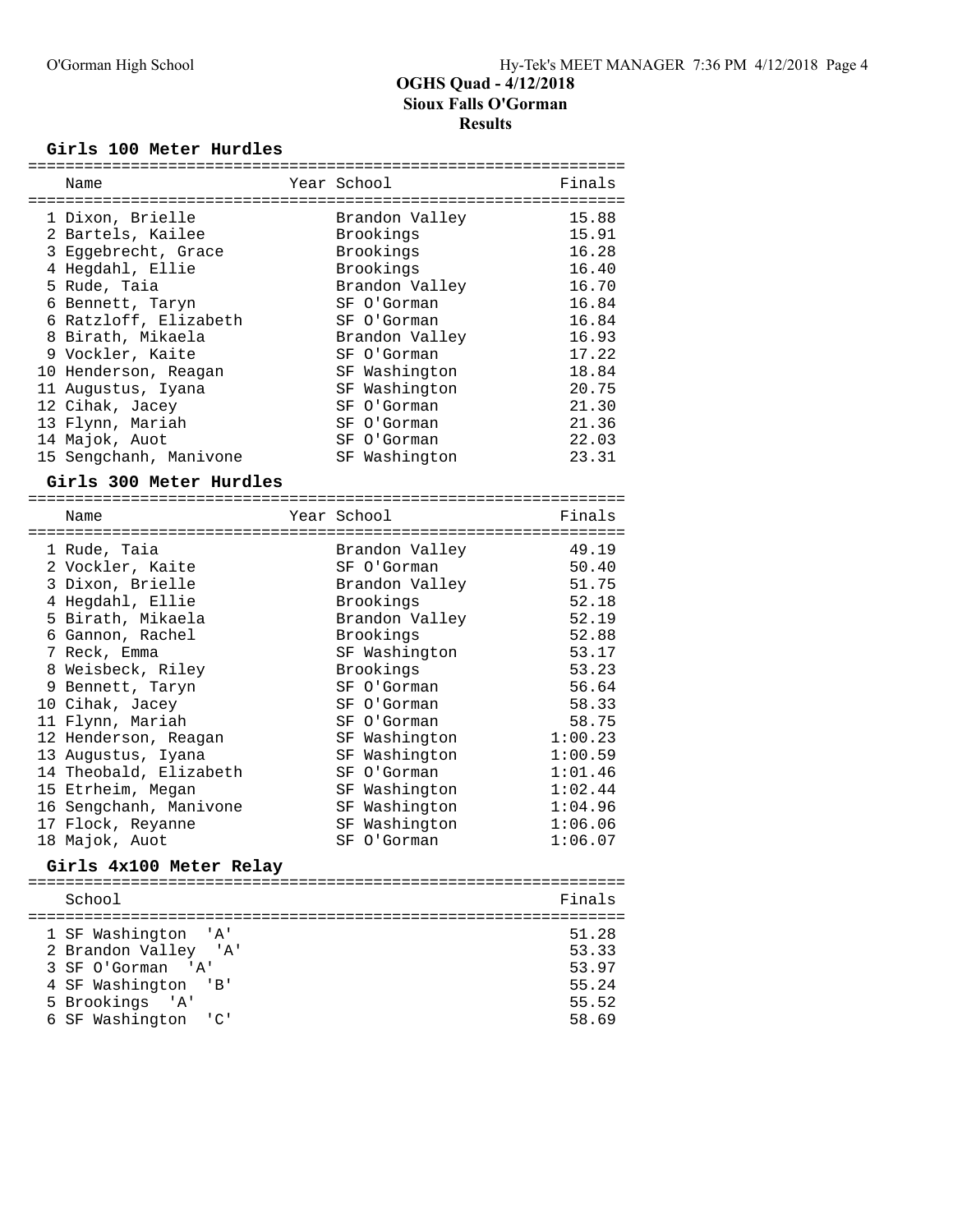# OGHS Quad - 4/12/2018
## Sioux Falls O'Gorman
## Results

### Girls 100 Meter Hurdles

| | Name | Year | School | Finals |
|---|---|---|---|---|
| 1 | Dixon, Brielle | | Brandon Valley | 15.88 |
| 2 | Bartels, Kailee | | Brookings | 15.91 |
| 3 | Eggebrecht, Grace | | Brookings | 16.28 |
| 4 | Hegdahl, Ellie | | Brookings | 16.40 |
| 5 | Rude, Taia | | Brandon Valley | 16.70 |
| 6 | Bennett, Taryn | | SF O'Gorman | 16.84 |
| 6 | Ratzloff, Elizabeth | | SF O'Gorman | 16.84 |
| 8 | Birath, Mikaela | | Brandon Valley | 16.93 |
| 9 | Vockler, Kaite | | SF O'Gorman | 17.22 |
| 10 | Henderson, Reagan | | SF Washington | 18.84 |
| 11 | Augustus, Iyana | | SF Washington | 20.75 |
| 12 | Cihak, Jacey | | SF O'Gorman | 21.30 |
| 13 | Flynn, Mariah | | SF O'Gorman | 21.36 |
| 14 | Majok, Auot | | SF O'Gorman | 22.03 |
| 15 | Sengchanh, Manivone | | SF Washington | 23.31 |

### Girls 300 Meter Hurdles

| | Name | Year | School | Finals |
|---|---|---|---|---|
| 1 | Rude, Taia | | Brandon Valley | 49.19 |
| 2 | Vockler, Kaite | | SF O'Gorman | 50.40 |
| 3 | Dixon, Brielle | | Brandon Valley | 51.75 |
| 4 | Hegdahl, Ellie | | Brookings | 52.18 |
| 5 | Birath, Mikaela | | Brandon Valley | 52.19 |
| 6 | Gannon, Rachel | | Brookings | 52.88 |
| 7 | Reck, Emma | | SF Washington | 53.17 |
| 8 | Weisbeck, Riley | | Brookings | 53.23 |
| 9 | Bennett, Taryn | | SF O'Gorman | 56.64 |
| 10 | Cihak, Jacey | | SF O'Gorman | 58.33 |
| 11 | Flynn, Mariah | | SF O'Gorman | 58.75 |
| 12 | Henderson, Reagan | | SF Washington | 1:00.23 |
| 13 | Augustus, Iyana | | SF Washington | 1:00.59 |
| 14 | Theobald, Elizabeth | | SF O'Gorman | 1:01.46 |
| 15 | Etrheim, Megan | | SF Washington | 1:02.44 |
| 16 | Sengchanh, Manivone | | SF Washington | 1:04.96 |
| 17 | Flock, Reyanne | | SF Washington | 1:06.06 |
| 18 | Majok, Auot | | SF O'Gorman | 1:06.07 |

### Girls 4x100 Meter Relay

| | School | Finals |
|---|---|---|
| 1 | SF Washington 'A' | 51.28 |
| 2 | Brandon Valley 'A' | 53.33 |
| 3 | SF O'Gorman 'A' | 53.97 |
| 4 | SF Washington 'B' | 55.24 |
| 5 | Brookings 'A' | 55.52 |
| 6 | SF Washington 'C' | 58.69 |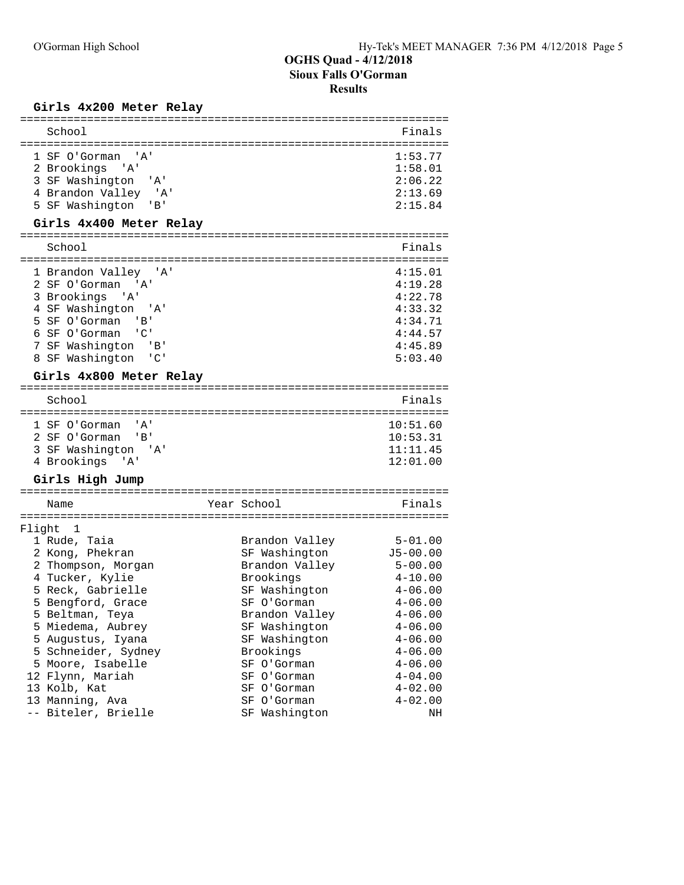## OGHS Quad - 4/12/2018
## Sioux Falls O'Gorman
## Results

### Girls 4x200 Meter Relay

| | School | Finals |
|---|---|---|
| 1 | SF O'Gorman 'A' | 1:53.77 |
| 2 | Brookings 'A' | 1:58.01 |
| 3 | SF Washington 'A' | 2:06.22 |
| 4 | Brandon Valley 'A' | 2:13.69 |
| 5 | SF Washington 'B' | 2:15.84 |

### Girls 4x400 Meter Relay

| | School | Finals |
|---|---|---|
| 1 | Brandon Valley 'A' | 4:15.01 |
| 2 | SF O'Gorman 'A' | 4:19.28 |
| 3 | Brookings 'A' | 4:22.78 |
| 4 | SF Washington 'A' | 4:33.32 |
| 5 | SF O'Gorman 'B' | 4:34.71 |
| 6 | SF O'Gorman 'C' | 4:44.57 |
| 7 | SF Washington 'B' | 4:45.89 |
| 8 | SF Washington 'C' | 5:03.40 |

### Girls 4x800 Meter Relay

| | School | Finals |
|---|---|---|
| 1 | SF O'Gorman 'A' | 10:51.60 |
| 2 | SF O'Gorman 'B' | 10:53.31 |
| 3 | SF Washington 'A' | 11:11.45 |
| 4 | Brookings 'A' | 12:01.00 |

### Girls High Jump

Flight 1

| | Name | Year | School | Finals |
|---|---|---|---|---|
| 1 | Rude, Taia | | Brandon Valley | 5-01.00 |
| 2 | Kong, Phekran | | SF Washington | J5-00.00 |
| 2 | Thompson, Morgan | | Brandon Valley | 5-00.00 |
| 4 | Tucker, Kylie | | Brookings | 4-10.00 |
| 5 | Reck, Gabrielle | | SF Washington | 4-06.00 |
| 5 | Bengford, Grace | | SF O'Gorman | 4-06.00 |
| 5 | Beltman, Teya | | Brandon Valley | 4-06.00 |
| 5 | Miedema, Aubrey | | SF Washington | 4-06.00 |
| 5 | Augustus, Iyana | | SF Washington | 4-06.00 |
| 5 | Schneider, Sydney | | Brookings | 4-06.00 |
| 5 | Moore, Isabelle | | SF O'Gorman | 4-06.00 |
| 12 | Flynn, Mariah | | SF O'Gorman | 4-04.00 |
| 13 | Kolb, Kat | | SF O'Gorman | 4-02.00 |
| 13 | Manning, Ava | | SF O'Gorman | 4-02.00 |
| -- | Biteler, Brielle | | SF Washington | NH |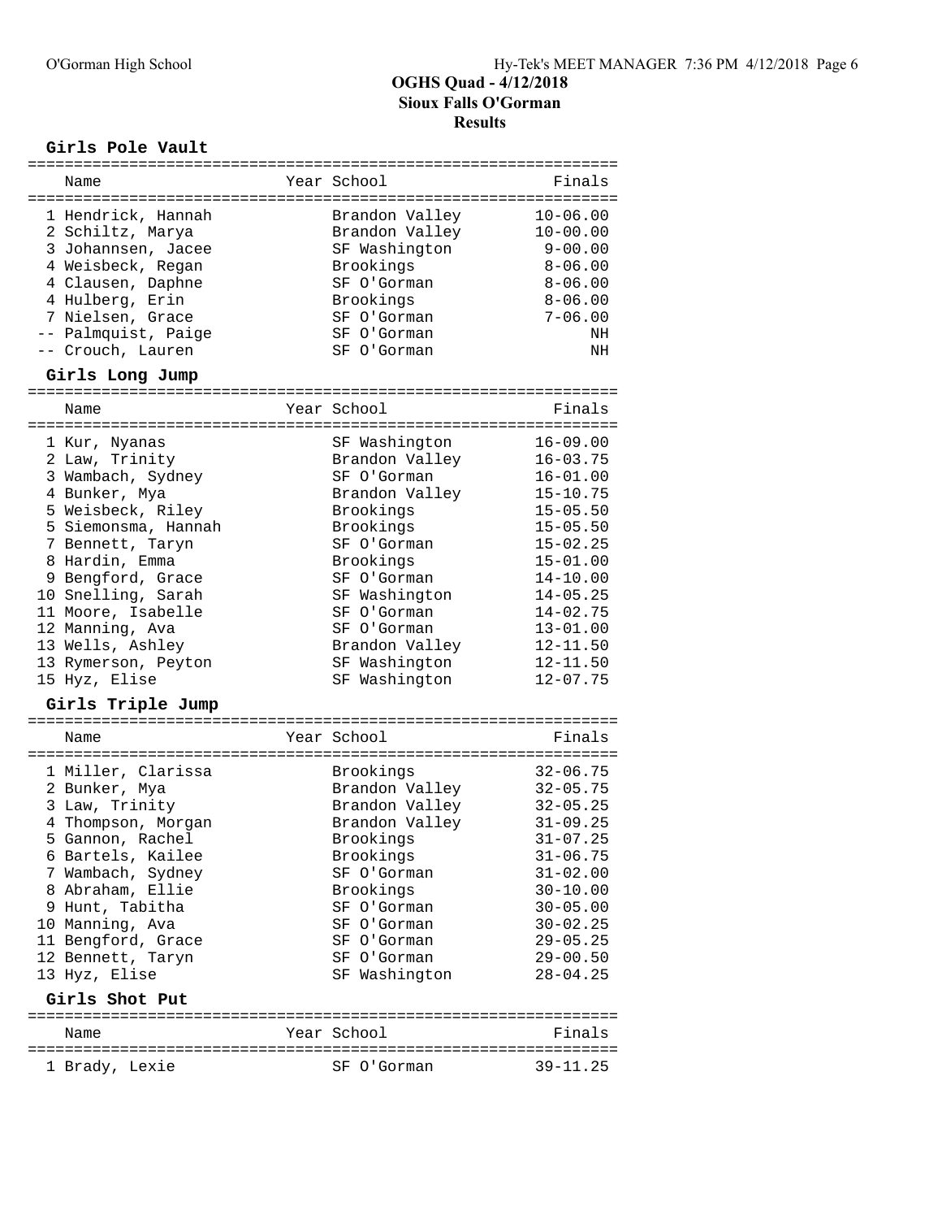**OGHS Quad - 4/12/2018**
**Sioux Falls O'Gorman**
**Results**

### Girls Pole Vault

| | Name | Year | School | Finals |
|---|---|---|---|---|
| 1 | Hendrick, Hannah | | Brandon Valley | 10-06.00 |
| 2 | Schiltz, Marya | | Brandon Valley | 10-00.00 |
| 3 | Johannsen, Jacee | | SF Washington | 9-00.00 |
| 4 | Weisbeck, Regan | | Brookings | 8-06.00 |
| 4 | Clausen, Daphne | | SF O'Gorman | 8-06.00 |
| 4 | Hulberg, Erin | | Brookings | 8-06.00 |
| 7 | Nielsen, Grace | | SF O'Gorman | 7-06.00 |
| -- | Palmquist, Paige | | SF O'Gorman | NH |
| -- | Crouch, Lauren | | SF O'Gorman | NH |

### Girls Long Jump

| | Name | Year | School | Finals |
|---|---|---|---|---|
| 1 | Kur, Nyanas | | SF Washington | 16-09.00 |
| 2 | Law, Trinity | | Brandon Valley | 16-03.75 |
| 3 | Wambach, Sydney | | SF O'Gorman | 16-01.00 |
| 4 | Bunker, Mya | | Brandon Valley | 15-10.75 |
| 5 | Weisbeck, Riley | | Brookings | 15-05.50 |
| 5 | Siemonsma, Hannah | | Brookings | 15-05.50 |
| 7 | Bennett, Taryn | | SF O'Gorman | 15-02.25 |
| 8 | Hardin, Emma | | Brookings | 15-01.00 |
| 9 | Bengford, Grace | | SF O'Gorman | 14-10.00 |
| 10 | Snelling, Sarah | | SF Washington | 14-05.25 |
| 11 | Moore, Isabelle | | SF O'Gorman | 14-02.75 |
| 12 | Manning, Ava | | SF O'Gorman | 13-01.00 |
| 13 | Wells, Ashley | | Brandon Valley | 12-11.50 |
| 13 | Rymerson, Peyton | | SF Washington | 12-11.50 |
| 15 | Hyz, Elise | | SF Washington | 12-07.75 |

### Girls Triple Jump

| | Name | Year | School | Finals |
|---|---|---|---|---|
| 1 | Miller, Clarissa | | Brookings | 32-06.75 |
| 2 | Bunker, Mya | | Brandon Valley | 32-05.75 |
| 3 | Law, Trinity | | Brandon Valley | 32-05.25 |
| 4 | Thompson, Morgan | | Brandon Valley | 31-09.25 |
| 5 | Gannon, Rachel | | Brookings | 31-07.25 |
| 6 | Bartels, Kailee | | Brookings | 31-06.75 |
| 7 | Wambach, Sydney | | SF O'Gorman | 31-02.00 |
| 8 | Abraham, Ellie | | Brookings | 30-10.00 |
| 9 | Hunt, Tabitha | | SF O'Gorman | 30-05.00 |
| 10 | Manning, Ava | | SF O'Gorman | 30-02.25 |
| 11 | Bengford, Grace | | SF O'Gorman | 29-05.25 |
| 12 | Bennett, Taryn | | SF O'Gorman | 29-00.50 |
| 13 | Hyz, Elise | | SF Washington | 28-04.25 |

### Girls Shot Put

| | Name | Year | School | Finals |
|---|---|---|---|---|
| 1 | Brady, Lexie | | SF O'Gorman | 39-11.25 |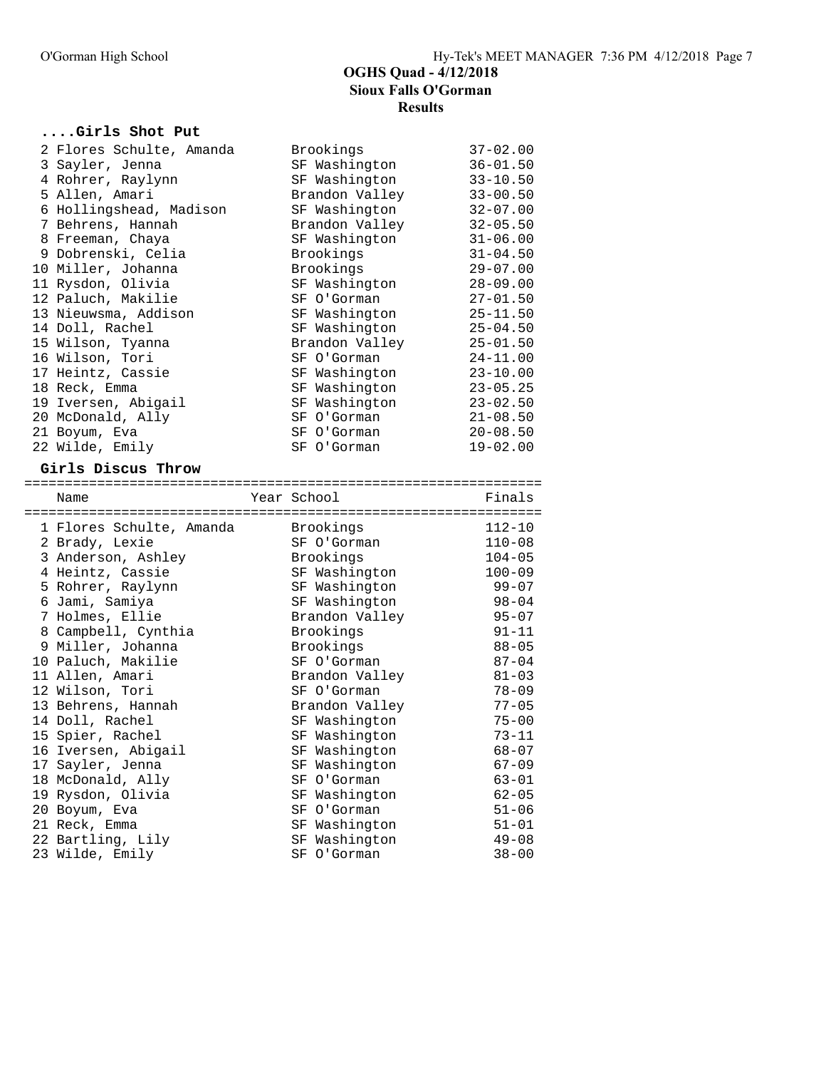## OGHS Quad - 4/12/2018
## Sioux Falls O'Gorman
## Results

### ....Girls Shot Put

| | Name | Year School | Finals |
|---|---|---|---|
| 2 | Flores Schulte, Amanda | Brookings | 37-02.00 |
| 3 | Sayler, Jenna | SF Washington | 36-01.50 |
| 4 | Rohrer, Raylynn | SF Washington | 33-10.50 |
| 5 | Allen, Amari | Brandon Valley | 33-00.50 |
| 6 | Hollingshead, Madison | SF Washington | 32-07.00 |
| 7 | Behrens, Hannah | Brandon Valley | 32-05.50 |
| 8 | Freeman, Chaya | SF Washington | 31-06.00 |
| 9 | Dobrenski, Celia | Brookings | 31-04.50 |
| 10 | Miller, Johanna | Brookings | 29-07.00 |
| 11 | Rysdon, Olivia | SF Washington | 28-09.00 |
| 12 | Paluch, Makilie | SF O'Gorman | 27-01.50 |
| 13 | Nieuwsma, Addison | SF Washington | 25-11.50 |
| 14 | Doll, Rachel | SF Washington | 25-04.50 |
| 15 | Wilson, Tyanna | Brandon Valley | 25-01.50 |
| 16 | Wilson, Tori | SF O'Gorman | 24-11.00 |
| 17 | Heintz, Cassie | SF Washington | 23-10.00 |
| 18 | Reck, Emma | SF Washington | 23-05.25 |
| 19 | Iversen, Abigail | SF Washington | 23-02.50 |
| 20 | McDonald, Ally | SF O'Gorman | 21-08.50 |
| 21 | Boyum, Eva | SF O'Gorman | 20-08.50 |
| 22 | Wilde, Emily | SF O'Gorman | 19-02.00 |

### Girls Discus Throw

| | Name | Year School | Finals |
|---|---|---|---|
| 1 | Flores Schulte, Amanda | Brookings | 112-10 |
| 2 | Brady, Lexie | SF O'Gorman | 110-08 |
| 3 | Anderson, Ashley | Brookings | 104-05 |
| 4 | Heintz, Cassie | SF Washington | 100-09 |
| 5 | Rohrer, Raylynn | SF Washington | 99-07 |
| 6 | Jami, Samiya | SF Washington | 98-04 |
| 7 | Holmes, Ellie | Brandon Valley | 95-07 |
| 8 | Campbell, Cynthia | Brookings | 91-11 |
| 9 | Miller, Johanna | Brookings | 88-05 |
| 10 | Paluch, Makilie | SF O'Gorman | 87-04 |
| 11 | Allen, Amari | Brandon Valley | 81-03 |
| 12 | Wilson, Tori | SF O'Gorman | 78-09 |
| 13 | Behrens, Hannah | Brandon Valley | 77-05 |
| 14 | Doll, Rachel | SF Washington | 75-00 |
| 15 | Spier, Rachel | SF Washington | 73-11 |
| 16 | Iversen, Abigail | SF Washington | 68-07 |
| 17 | Sayler, Jenna | SF Washington | 67-09 |
| 18 | McDonald, Ally | SF O'Gorman | 63-01 |
| 19 | Rysdon, Olivia | SF Washington | 62-05 |
| 20 | Boyum, Eva | SF O'Gorman | 51-06 |
| 21 | Reck, Emma | SF Washington | 51-01 |
| 22 | Bartling, Lily | SF Washington | 49-08 |
| 23 | Wilde, Emily | SF O'Gorman | 38-00 |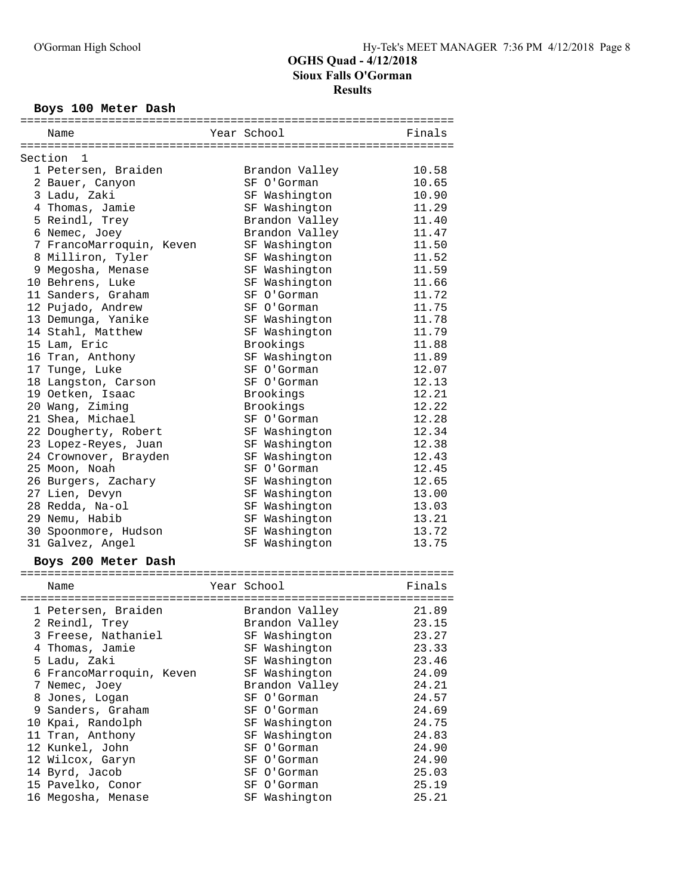# OGHS Quad - 4/12/2018
## Sioux Falls O'Gorman
## Results

### Boys 100 Meter Dash

| Name | Year | School | Finals |
|---|---|---|---|
| **Section 1** | | | |
| 1 Petersen, Braiden | | Brandon Valley | 10.58 |
| 2 Bauer, Canyon | | SF O'Gorman | 10.65 |
| 3 Ladu, Zaki | | SF Washington | 10.90 |
| 4 Thomas, Jamie | | SF Washington | 11.29 |
| 5 Reindl, Trey | | Brandon Valley | 11.40 |
| 6 Nemec, Joey | | Brandon Valley | 11.47 |
| 7 FrancoMarroquin, Keven | | SF Washington | 11.50 |
| 8 Milliron, Tyler | | SF Washington | 11.52 |
| 9 Megosha, Menase | | SF Washington | 11.59 |
| 10 Behrens, Luke | | SF Washington | 11.66 |
| 11 Sanders, Graham | | SF O'Gorman | 11.72 |
| 12 Pujado, Andrew | | SF O'Gorman | 11.75 |
| 13 Demunga, Yanike | | SF Washington | 11.78 |
| 14 Stahl, Matthew | | SF Washington | 11.79 |
| 15 Lam, Eric | | Brookings | 11.88 |
| 16 Tran, Anthony | | SF Washington | 11.89 |
| 17 Tunge, Luke | | SF O'Gorman | 12.07 |
| 18 Langston, Carson | | SF O'Gorman | 12.13 |
| 19 Oetken, Isaac | | Brookings | 12.21 |
| 20 Wang, Ziming | | Brookings | 12.22 |
| 21 Shea, Michael | | SF O'Gorman | 12.28 |
| 22 Dougherty, Robert | | SF Washington | 12.34 |
| 23 Lopez-Reyes, Juan | | SF Washington | 12.38 |
| 24 Crownover, Brayden | | SF Washington | 12.43 |
| 25 Moon, Noah | | SF O'Gorman | 12.45 |
| 26 Burgers, Zachary | | SF Washington | 12.65 |
| 27 Lien, Devyn | | SF Washington | 13.00 |
| 28 Redda, Na-ol | | SF Washington | 13.03 |
| 29 Nemu, Habib | | SF Washington | 13.21 |
| 30 Spoonmore, Hudson | | SF Washington | 13.72 |
| 31 Galvez, Angel | | SF Washington | 13.75 |

### Boys 200 Meter Dash

| Name | Year | School | Finals |
|---|---|---|---|
| 1 Petersen, Braiden | | Brandon Valley | 21.89 |
| 2 Reindl, Trey | | Brandon Valley | 23.15 |
| 3 Freese, Nathaniel | | SF Washington | 23.27 |
| 4 Thomas, Jamie | | SF Washington | 23.33 |
| 5 Ladu, Zaki | | SF Washington | 23.46 |
| 6 FrancoMarroquin, Keven | | SF Washington | 24.09 |
| 7 Nemec, Joey | | Brandon Valley | 24.21 |
| 8 Jones, Logan | | SF O'Gorman | 24.57 |
| 9 Sanders, Graham | | SF O'Gorman | 24.69 |
| 10 Kpai, Randolph | | SF Washington | 24.75 |
| 11 Tran, Anthony | | SF Washington | 24.83 |
| 12 Kunkel, John | | SF O'Gorman | 24.90 |
| 12 Wilcox, Garyn | | SF O'Gorman | 24.90 |
| 14 Byrd, Jacob | | SF O'Gorman | 25.03 |
| 15 Pavelko, Conor | | SF O'Gorman | 25.19 |
| 16 Megosha, Menase | | SF Washington | 25.21 |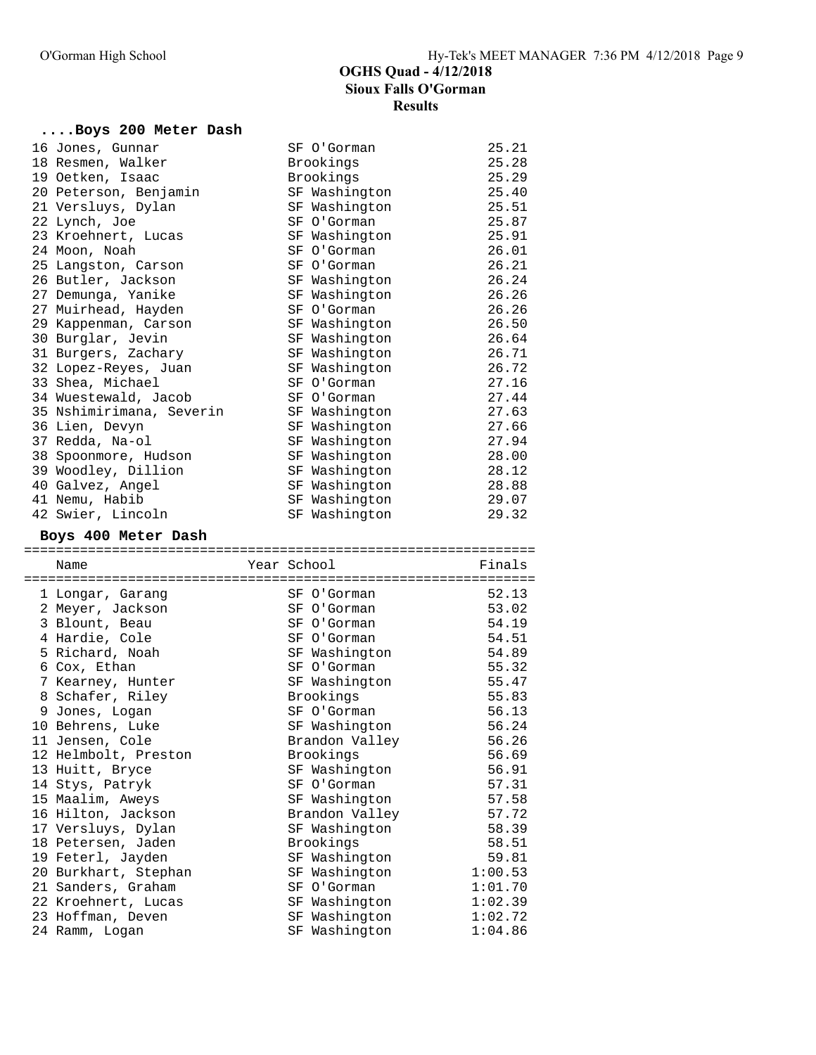# OGHS Quad - 4/12/2018
## Sioux Falls O'Gorman
### Results

#### ....Boys 200 Meter Dash

| Place | Name | Year | School | Finals |
|---|---|---|---|---|
| 16 | Jones, Gunnar | | SF O'Gorman | 25.21 |
| 18 | Resmen, Walker | | Brookings | 25.28 |
| 19 | Oetken, Isaac | | Brookings | 25.29 |
| 20 | Peterson, Benjamin | | SF Washington | 25.40 |
| 21 | Versluys, Dylan | | SF Washington | 25.51 |
| 22 | Lynch, Joe | | SF O'Gorman | 25.87 |
| 23 | Kroehnert, Lucas | | SF Washington | 25.91 |
| 24 | Moon, Noah | | SF O'Gorman | 26.01 |
| 25 | Langston, Carson | | SF O'Gorman | 26.21 |
| 26 | Butler, Jackson | | SF Washington | 26.24 |
| 27 | Demunga, Yanike | | SF Washington | 26.26 |
| 27 | Muirhead, Hayden | | SF O'Gorman | 26.26 |
| 29 | Kappenman, Carson | | SF Washington | 26.50 |
| 30 | Burglar, Jevin | | SF Washington | 26.64 |
| 31 | Burgers, Zachary | | SF Washington | 26.71 |
| 32 | Lopez-Reyes, Juan | | SF Washington | 26.72 |
| 33 | Shea, Michael | | SF O'Gorman | 27.16 |
| 34 | Wuestewald, Jacob | | SF O'Gorman | 27.44 |
| 35 | Nshimirimana, Severin | | SF Washington | 27.63 |
| 36 | Lien, Devyn | | SF Washington | 27.66 |
| 37 | Redda, Na-ol | | SF Washington | 27.94 |
| 38 | Spoonmore, Hudson | | SF Washington | 28.00 |
| 39 | Woodley, Dillion | | SF Washington | 28.12 |
| 40 | Galvez, Angel | | SF Washington | 28.88 |
| 41 | Nemu, Habib | | SF Washington | 29.07 |
| 42 | Swier, Lincoln | | SF Washington | 29.32 |

#### Boys 400 Meter Dash

| Place | Name | Year | School | Finals |
|---|---|---|---|---|
| 1 | Longar, Garang | | SF O'Gorman | 52.13 |
| 2 | Meyer, Jackson | | SF O'Gorman | 53.02 |
| 3 | Blount, Beau | | SF O'Gorman | 54.19 |
| 4 | Hardie, Cole | | SF O'Gorman | 54.51 |
| 5 | Richard, Noah | | SF Washington | 54.89 |
| 6 | Cox, Ethan | | SF O'Gorman | 55.32 |
| 7 | Kearney, Hunter | | SF Washington | 55.47 |
| 8 | Schafer, Riley | | Brookings | 55.83 |
| 9 | Jones, Logan | | SF O'Gorman | 56.13 |
| 10 | Behrens, Luke | | SF Washington | 56.24 |
| 11 | Jensen, Cole | | Brandon Valley | 56.26 |
| 12 | Helmbolt, Preston | | Brookings | 56.69 |
| 13 | Huitt, Bryce | | SF Washington | 56.91 |
| 14 | Stys, Patryk | | SF O'Gorman | 57.31 |
| 15 | Maalim, Aweys | | SF Washington | 57.58 |
| 16 | Hilton, Jackson | | Brandon Valley | 57.72 |
| 17 | Versluys, Dylan | | SF Washington | 58.39 |
| 18 | Petersen, Jaden | | Brookings | 58.51 |
| 19 | Feterl, Jayden | | SF Washington | 59.81 |
| 20 | Burkhart, Stephan | | SF Washington | 1:00.53 |
| 21 | Sanders, Graham | | SF O'Gorman | 1:01.70 |
| 22 | Kroehnert, Lucas | | SF Washington | 1:02.39 |
| 23 | Hoffman, Deven | | SF Washington | 1:02.72 |
| 24 | Ramm, Logan | | SF Washington | 1:04.86 |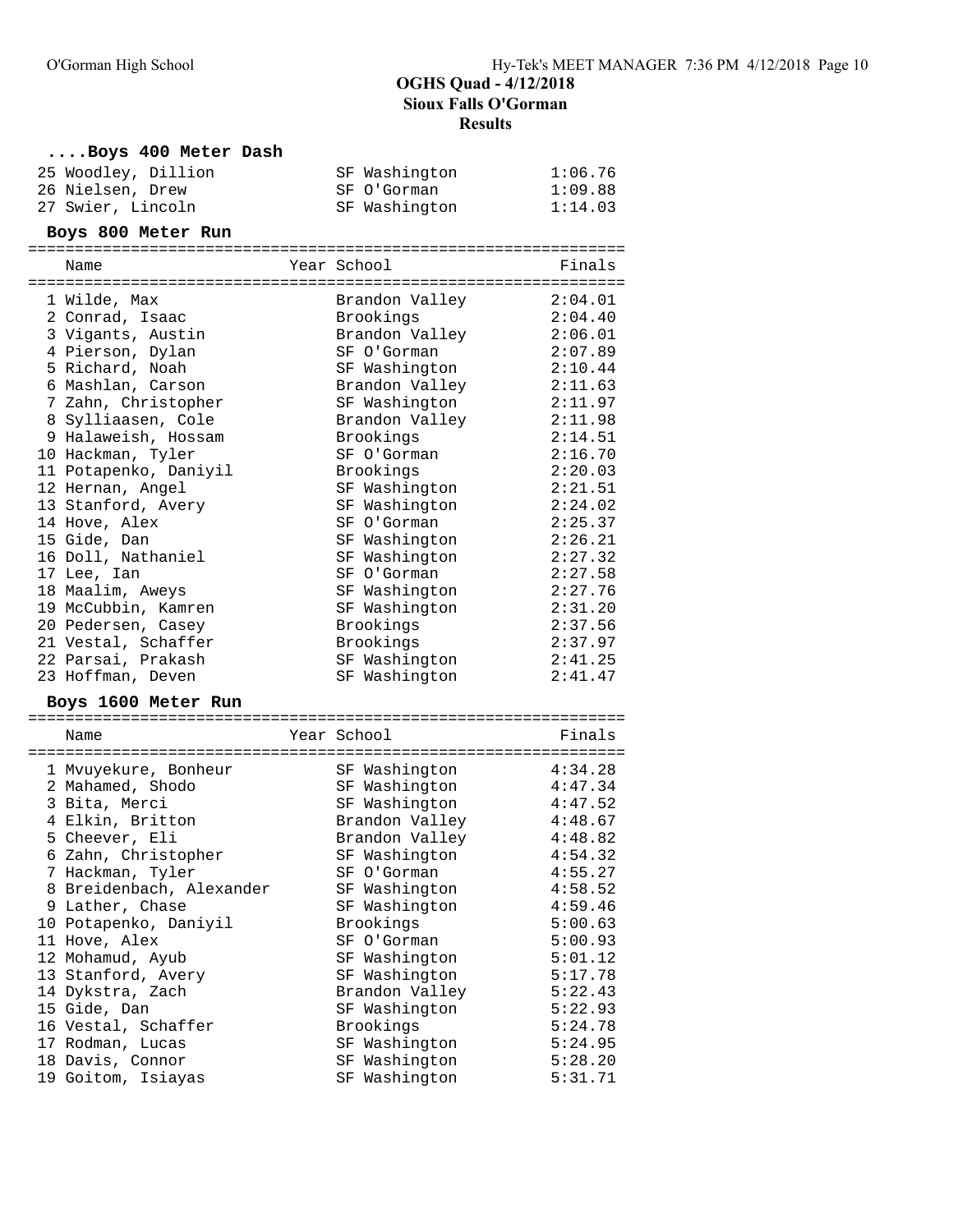# OGHS Quad - 4/12/2018
## Sioux Falls O'Gorman
### Results

#### ....Boys 400 Meter Dash

| | Name | Year | School | Finals |
|---|---|---|---|---|
| 25 | Woodley, Dillion | | SF Washington | 1:06.76 |
| 26 | Nielsen, Drew | | SF O'Gorman | 1:09.88 |
| 27 | Swier, Lincoln | | SF Washington | 1:14.03 |

#### Boys 800 Meter Run

| | Name | Year | School | Finals |
|---|---|---|---|---|
| 1 | Wilde, Max | | Brandon Valley | 2:04.01 |
| 2 | Conrad, Isaac | | Brookings | 2:04.40 |
| 3 | Vigants, Austin | | Brandon Valley | 2:06.01 |
| 4 | Pierson, Dylan | | SF O'Gorman | 2:07.89 |
| 5 | Richard, Noah | | SF Washington | 2:10.44 |
| 6 | Mashlan, Carson | | Brandon Valley | 2:11.63 |
| 7 | Zahn, Christopher | | SF Washington | 2:11.97 |
| 8 | Sylliaasen, Cole | | Brandon Valley | 2:11.98 |
| 9 | Halaweish, Hossam | | Brookings | 2:14.51 |
| 10 | Hackman, Tyler | | SF O'Gorman | 2:16.70 |
| 11 | Potapenko, Daniyil | | Brookings | 2:20.03 |
| 12 | Hernan, Angel | | SF Washington | 2:21.51 |
| 13 | Stanford, Avery | | SF Washington | 2:24.02 |
| 14 | Hove, Alex | | SF O'Gorman | 2:25.37 |
| 15 | Gide, Dan | | SF Washington | 2:26.21 |
| 16 | Doll, Nathaniel | | SF Washington | 2:27.32 |
| 17 | Lee, Ian | | SF O'Gorman | 2:27.58 |
| 18 | Maalim, Aweys | | SF Washington | 2:27.76 |
| 19 | McCubbin, Kamren | | SF Washington | 2:31.20 |
| 20 | Pedersen, Casey | | Brookings | 2:37.56 |
| 21 | Vestal, Schaffer | | Brookings | 2:37.97 |
| 22 | Parsai, Prakash | | SF Washington | 2:41.25 |
| 23 | Hoffman, Deven | | SF Washington | 2:41.47 |

#### Boys 1600 Meter Run

| | Name | Year | School | Finals |
|---|---|---|---|---|
| 1 | Mvuyekure, Bonheur | | SF Washington | 4:34.28 |
| 2 | Mahamed, Shodo | | SF Washington | 4:47.34 |
| 3 | Bita, Merci | | SF Washington | 4:47.52 |
| 4 | Elkin, Britton | | Brandon Valley | 4:48.67 |
| 5 | Cheever, Eli | | Brandon Valley | 4:48.82 |
| 6 | Zahn, Christopher | | SF Washington | 4:54.32 |
| 7 | Hackman, Tyler | | SF O'Gorman | 4:55.27 |
| 8 | Breidenbach, Alexander | | SF Washington | 4:58.52 |
| 9 | Lather, Chase | | SF Washington | 4:59.46 |
| 10 | Potapenko, Daniyil | | Brookings | 5:00.63 |
| 11 | Hove, Alex | | SF O'Gorman | 5:00.93 |
| 12 | Mohamud, Ayub | | SF Washington | 5:01.12 |
| 13 | Stanford, Avery | | SF Washington | 5:17.78 |
| 14 | Dykstra, Zach | | Brandon Valley | 5:22.43 |
| 15 | Gide, Dan | | SF Washington | 5:22.93 |
| 16 | Vestal, Schaffer | | Brookings | 5:24.78 |
| 17 | Rodman, Lucas | | SF Washington | 5:24.95 |
| 18 | Davis, Connor | | SF Washington | 5:28.20 |
| 19 | Goitom, Isiayas | | SF Washington | 5:31.71 |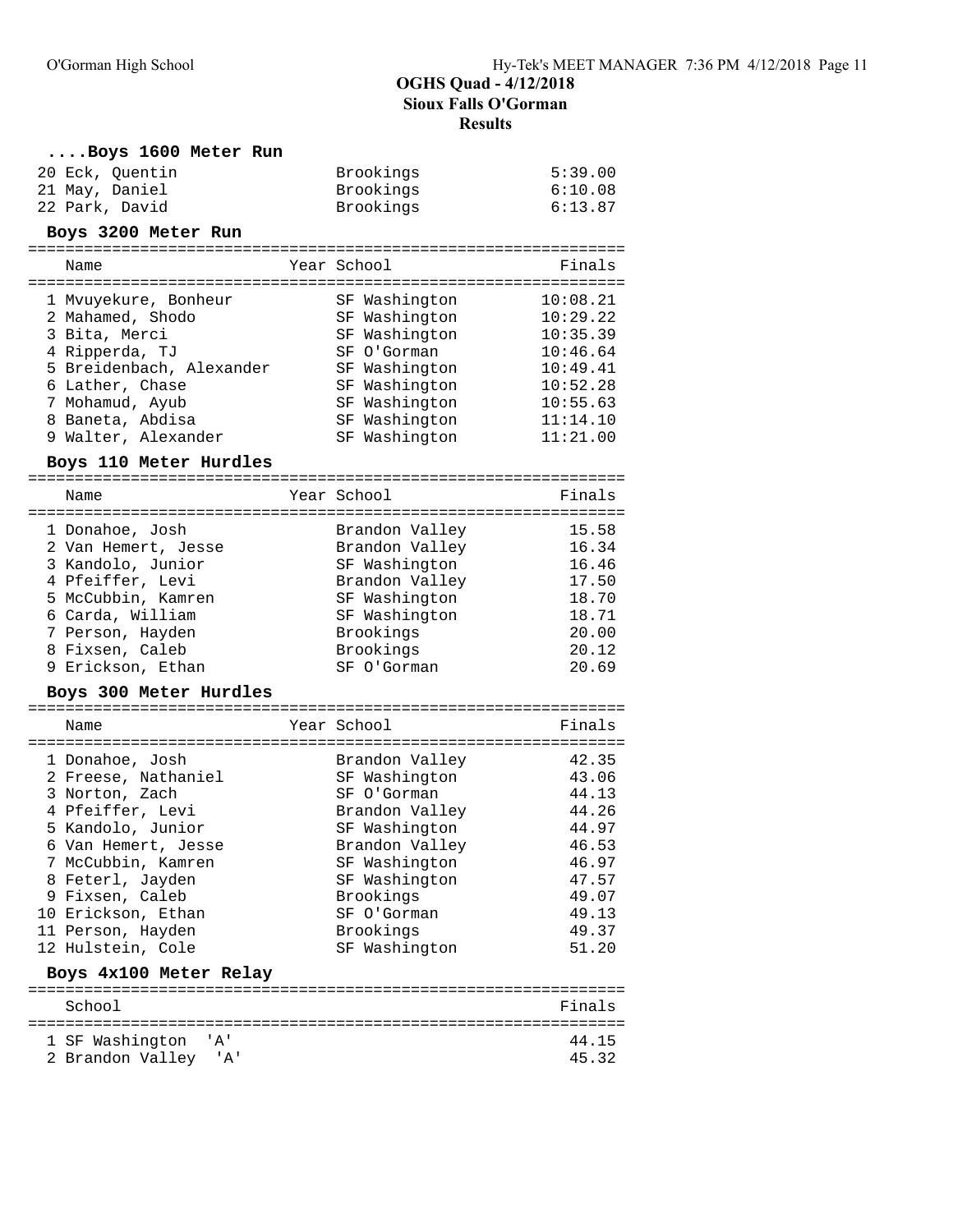# OGHS Quad - 4/12/2018
## Sioux Falls O'Gorman
## Results

### ....Boys 1600 Meter Run

| Place | Name | Year | School | Finals |
|---|---|---|---|---|
| 20 | Eck, Quentin | | Brookings | 5:39.00 |
| 21 | May, Daniel | | Brookings | 6:10.08 |
| 22 | Park, David | | Brookings | 6:13.87 |

### Boys 3200 Meter Run

| Place | Name | Year | School | Finals |
|---|---|---|---|---|
| 1 | Mvuyekure, Bonheur | | SF Washington | 10:08.21 |
| 2 | Mahamed, Shodo | | SF Washington | 10:29.22 |
| 3 | Bita, Merci | | SF Washington | 10:35.39 |
| 4 | Ripperda, TJ | | SF O'Gorman | 10:46.64 |
| 5 | Breidenbach, Alexander | | SF Washington | 10:49.41 |
| 6 | Lather, Chase | | SF Washington | 10:52.28 |
| 7 | Mohamud, Ayub | | SF Washington | 10:55.63 |
| 8 | Baneta, Abdisa | | SF Washington | 11:14.10 |
| 9 | Walter, Alexander | | SF Washington | 11:21.00 |

### Boys 110 Meter Hurdles

| Place | Name | Year | School | Finals |
|---|---|---|---|---|
| 1 | Donahoe, Josh | | Brandon Valley | 15.58 |
| 2 | Van Hemert, Jesse | | Brandon Valley | 16.34 |
| 3 | Kandolo, Junior | | SF Washington | 16.46 |
| 4 | Pfeiffer, Levi | | Brandon Valley | 17.50 |
| 5 | McCubbin, Kamren | | SF Washington | 18.70 |
| 6 | Carda, William | | SF Washington | 18.71 |
| 7 | Person, Hayden | | Brookings | 20.00 |
| 8 | Fixsen, Caleb | | Brookings | 20.12 |
| 9 | Erickson, Ethan | | SF O'Gorman | 20.69 |

### Boys 300 Meter Hurdles

| Place | Name | Year | School | Finals |
|---|---|---|---|---|
| 1 | Donahoe, Josh | | Brandon Valley | 42.35 |
| 2 | Freese, Nathaniel | | SF Washington | 43.06 |
| 3 | Norton, Zach | | SF O'Gorman | 44.13 |
| 4 | Pfeiffer, Levi | | Brandon Valley | 44.26 |
| 5 | Kandolo, Junior | | SF Washington | 44.97 |
| 6 | Van Hemert, Jesse | | Brandon Valley | 46.53 |
| 7 | McCubbin, Kamren | | SF Washington | 46.97 |
| 8 | Feterl, Jayden | | SF Washington | 47.57 |
| 9 | Fixsen, Caleb | | Brookings | 49.07 |
| 10 | Erickson, Ethan | | SF O'Gorman | 49.13 |
| 11 | Person, Hayden | | Brookings | 49.37 |
| 12 | Hulstein, Cole | | SF Washington | 51.20 |

### Boys 4x100 Meter Relay

| Place | School | Finals |
|---|---|---|
| 1 | SF Washington 'A' | 44.15 |
| 2 | Brandon Valley 'A' | 45.32 |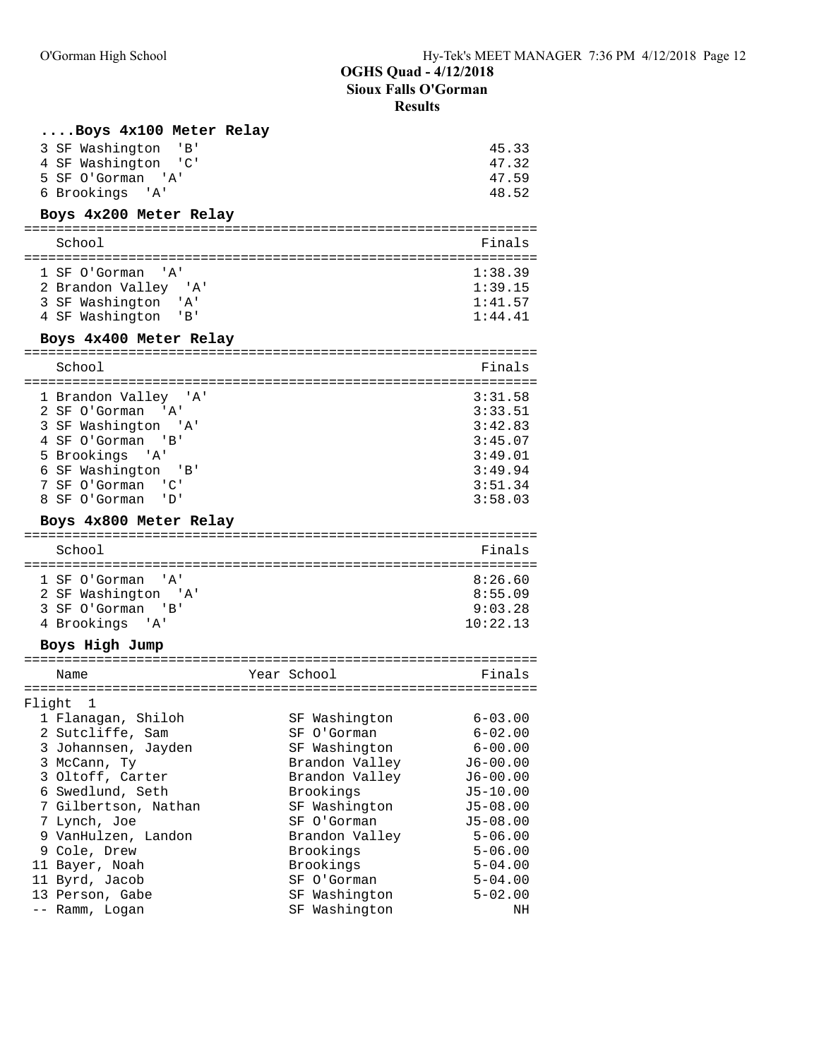## ....Boys 4x100 Meter Relay

| Place | School | Finals |
|---|---|---|
| 3 | SF Washington 'B' | 45.33 |
| 4 | SF Washington 'C' | 47.32 |
| 5 | SF O'Gorman 'A' | 47.59 |
| 6 | Brookings 'A' | 48.52 |

## Boys 4x200 Meter Relay

| Place | School | Finals |
|---|---|---|
| 1 | SF O'Gorman 'A' | 1:38.39 |
| 2 | Brandon Valley 'A' | 1:39.15 |
| 3 | SF Washington 'A' | 1:41.57 |
| 4 | SF Washington 'B' | 1:44.41 |

## Boys 4x400 Meter Relay

| Place | School | Finals |
|---|---|---|
| 1 | Brandon Valley 'A' | 3:31.58 |
| 2 | SF O'Gorman 'A' | 3:33.51 |
| 3 | SF Washington 'A' | 3:42.83 |
| 4 | SF O'Gorman 'B' | 3:45.07 |
| 5 | Brookings 'A' | 3:49.01 |
| 6 | SF Washington 'B' | 3:49.94 |
| 7 | SF O'Gorman 'C' | 3:51.34 |
| 8 | SF O'Gorman 'D' | 3:58.03 |

## Boys 4x800 Meter Relay

| Place | School | Finals |
|---|---|---|
| 1 | SF O'Gorman 'A' | 8:26.60 |
| 2 | SF Washington 'A' | 8:55.09 |
| 3 | SF O'Gorman 'B' | 9:03.28 |
| 4 | Brookings 'A' | 10:22.13 |

## Boys High Jump

Flight 1

| Place | Name | Year | School | Finals |
|---|---|---|---|---|
| 1 | Flanagan, Shiloh | | SF Washington | 6-03.00 |
| 2 | Sutcliffe, Sam | | SF O'Gorman | 6-02.00 |
| 3 | Johannsen, Jayden | | SF Washington | 6-00.00 |
| 3 | McCann, Ty | | Brandon Valley | J6-00.00 |
| 3 | Oltoff, Carter | | Brandon Valley | J6-00.00 |
| 6 | Swedlund, Seth | | Brookings | J5-10.00 |
| 7 | Gilbertson, Nathan | | SF Washington | J5-08.00 |
| 7 | Lynch, Joe | | SF O'Gorman | J5-08.00 |
| 9 | VanHulzen, Landon | | Brandon Valley | 5-06.00 |
| 9 | Cole, Drew | | Brookings | 5-06.00 |
| 11 | Bayer, Noah | | Brookings | 5-04.00 |
| 11 | Byrd, Jacob | | SF O'Gorman | 5-04.00 |
| 13 | Person, Gabe | | SF Washington | 5-02.00 |
| -- | Ramm, Logan | | SF Washington | NH |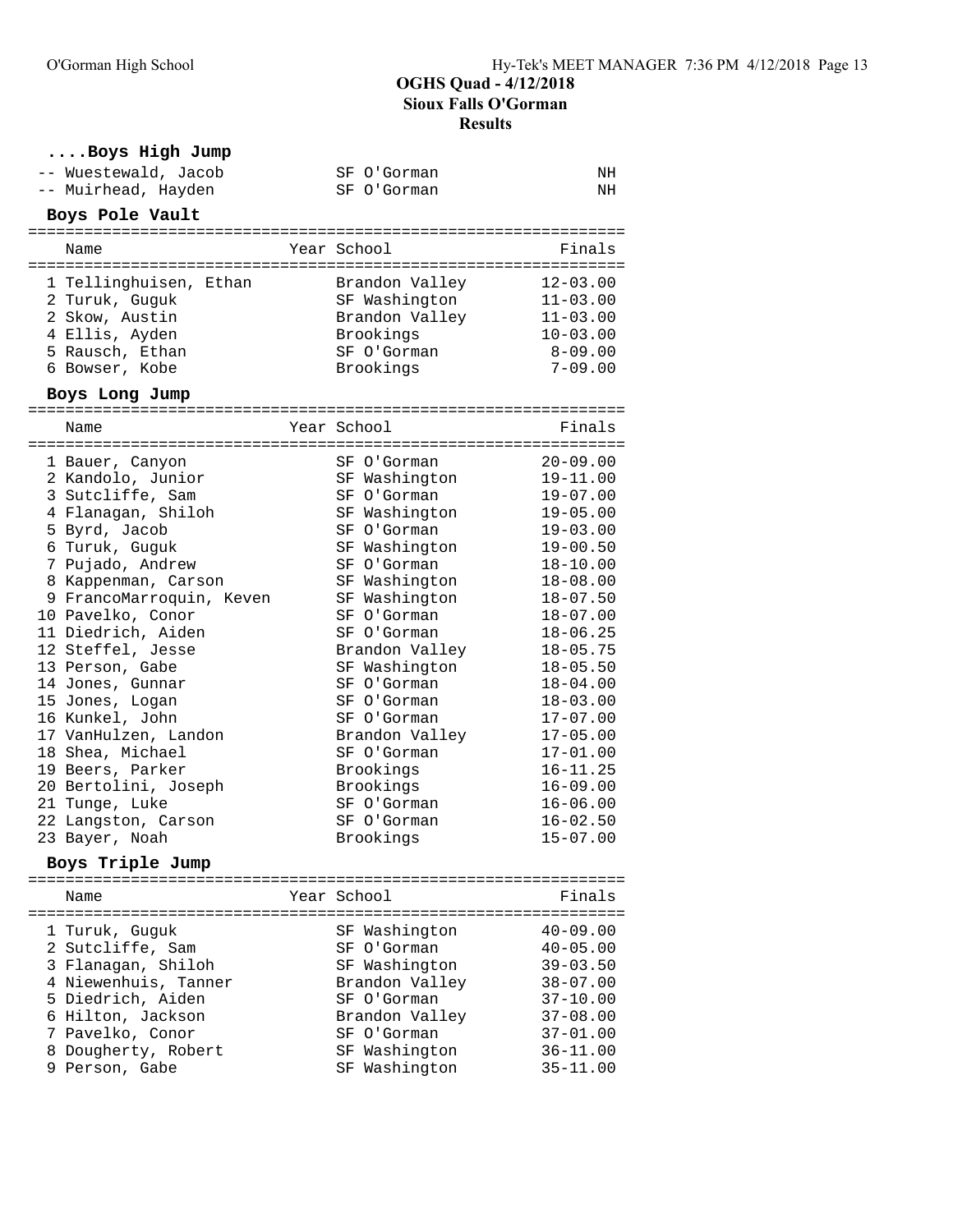## OGHS Quad - 4/12/2018
## Sioux Falls O'Gorman
## Results

### ....Boys High Jump

| Place | Name | Year | School | Finals |
|---|---|---|---|---|
| -- | Wuestewald, Jacob | | SF O'Gorman | NH |
| -- | Muirhead, Hayden | | SF O'Gorman | NH |

### Boys Pole Vault

| Place | Name | Year | School | Finals |
|---|---|---|---|---|
| 1 | Tellinghuisen, Ethan | | Brandon Valley | 12-03.00 |
| 2 | Turuk, Guguk | | SF Washington | 11-03.00 |
| 2 | Skow, Austin | | Brandon Valley | 11-03.00 |
| 4 | Ellis, Ayden | | Brookings | 10-03.00 |
| 5 | Rausch, Ethan | | SF O'Gorman | 8-09.00 |
| 6 | Bowser, Kobe | | Brookings | 7-09.00 |

### Boys Long Jump

| Place | Name | Year | School | Finals |
|---|---|---|---|---|
| 1 | Bauer, Canyon | | SF O'Gorman | 20-09.00 |
| 2 | Kandolo, Junior | | SF Washington | 19-11.00 |
| 3 | Sutcliffe, Sam | | SF O'Gorman | 19-07.00 |
| 4 | Flanagan, Shiloh | | SF Washington | 19-05.00 |
| 5 | Byrd, Jacob | | SF O'Gorman | 19-03.00 |
| 6 | Turuk, Guguk | | SF Washington | 19-00.50 |
| 7 | Pujado, Andrew | | SF O'Gorman | 18-10.00 |
| 8 | Kappenman, Carson | | SF Washington | 18-08.00 |
| 9 | FrancoMarroquin, Keven | | SF Washington | 18-07.50 |
| 10 | Pavelko, Conor | | SF O'Gorman | 18-07.00 |
| 11 | Diedrich, Aiden | | SF O'Gorman | 18-06.25 |
| 12 | Steffel, Jesse | | Brandon Valley | 18-05.75 |
| 13 | Person, Gabe | | SF Washington | 18-05.50 |
| 14 | Jones, Gunnar | | SF O'Gorman | 18-04.00 |
| 15 | Jones, Logan | | SF O'Gorman | 18-03.00 |
| 16 | Kunkel, John | | SF O'Gorman | 17-07.00 |
| 17 | VanHulzen, Landon | | Brandon Valley | 17-05.00 |
| 18 | Shea, Michael | | SF O'Gorman | 17-01.00 |
| 19 | Beers, Parker | | Brookings | 16-11.25 |
| 20 | Bertolini, Joseph | | Brookings | 16-09.00 |
| 21 | Tunge, Luke | | SF O'Gorman | 16-06.00 |
| 22 | Langston, Carson | | SF O'Gorman | 16-02.50 |
| 23 | Bayer, Noah | | Brookings | 15-07.00 |

### Boys Triple Jump

| Place | Name | Year | School | Finals |
|---|---|---|---|---|
| 1 | Turuk, Guguk | | SF Washington | 40-09.00 |
| 2 | Sutcliffe, Sam | | SF O'Gorman | 40-05.00 |
| 3 | Flanagan, Shiloh | | SF Washington | 39-03.50 |
| 4 | Niewenhuis, Tanner | | Brandon Valley | 38-07.00 |
| 5 | Diedrich, Aiden | | SF O'Gorman | 37-10.00 |
| 6 | Hilton, Jackson | | Brandon Valley | 37-08.00 |
| 7 | Pavelko, Conor | | SF O'Gorman | 37-01.00 |
| 8 | Dougherty, Robert | | SF Washington | 36-11.00 |
| 9 | Person, Gabe | | SF Washington | 35-11.00 |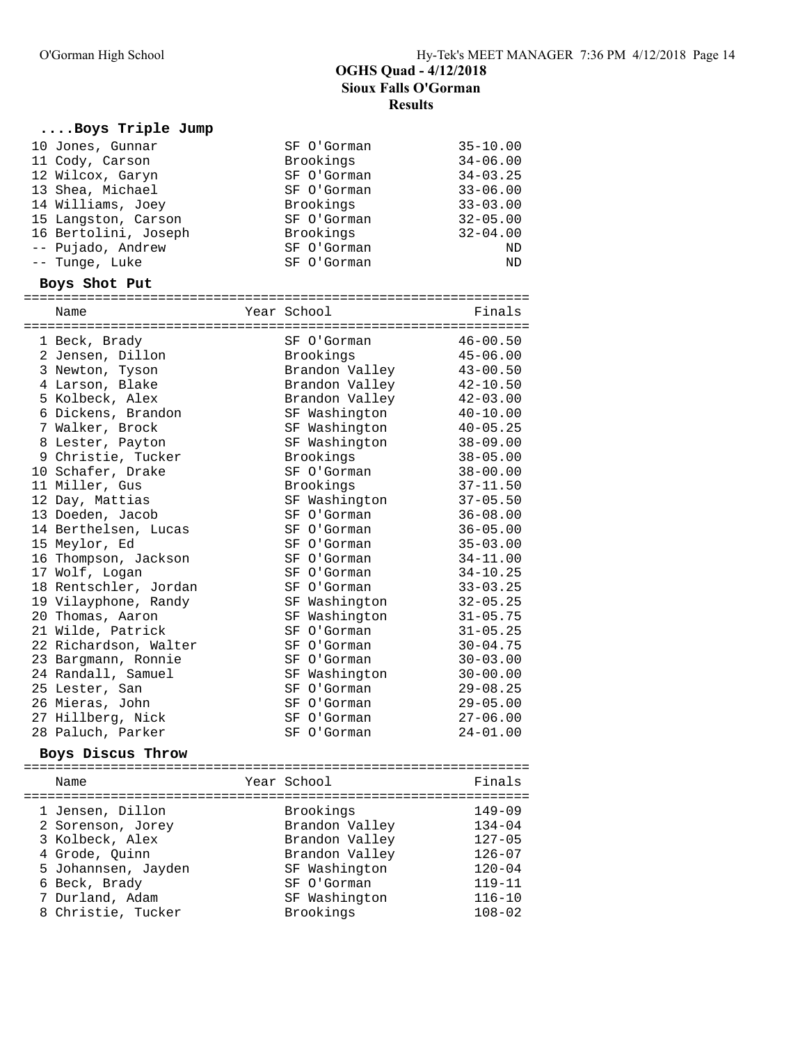# OGHS Quad - 4/12/2018
## Sioux Falls O'Gorman
### Results

### ....Boys Triple Jump

| Place | Name | Year | School | Finals |
|---|---|---|---|---|
| 10 | Jones, Gunnar | | SF O'Gorman | 35-10.00 |
| 11 | Cody, Carson | | Brookings | 34-06.00 |
| 12 | Wilcox, Garyn | | SF O'Gorman | 34-03.25 |
| 13 | Shea, Michael | | SF O'Gorman | 33-06.00 |
| 14 | Williams, Joey | | Brookings | 33-03.00 |
| 15 | Langston, Carson | | SF O'Gorman | 32-05.00 |
| 16 | Bertolini, Joseph | | Brookings | 32-04.00 |
| -- | Pujado, Andrew | | SF O'Gorman | ND |
| -- | Tunge, Luke | | SF O'Gorman | ND |

### Boys Shot Put

| Place | Name | Year | School | Finals |
|---|---|---|---|---|
| 1 | Beck, Brady | | SF O'Gorman | 46-00.50 |
| 2 | Jensen, Dillon | | Brookings | 45-06.00 |
| 3 | Newton, Tyson | | Brandon Valley | 43-00.50 |
| 4 | Larson, Blake | | Brandon Valley | 42-10.50 |
| 5 | Kolbeck, Alex | | Brandon Valley | 42-03.00 |
| 6 | Dickens, Brandon | | SF Washington | 40-10.00 |
| 7 | Walker, Brock | | SF Washington | 40-05.25 |
| 8 | Lester, Payton | | SF Washington | 38-09.00 |
| 9 | Christie, Tucker | | Brookings | 38-05.00 |
| 10 | Schafer, Drake | | SF O'Gorman | 38-00.00 |
| 11 | Miller, Gus | | Brookings | 37-11.50 |
| 12 | Day, Mattias | | SF Washington | 37-05.50 |
| 13 | Doeden, Jacob | | SF O'Gorman | 36-08.00 |
| 14 | Berthelsen, Lucas | | SF O'Gorman | 36-05.00 |
| 15 | Meylor, Ed | | SF O'Gorman | 35-03.00 |
| 16 | Thompson, Jackson | | SF O'Gorman | 34-11.00 |
| 17 | Wolf, Logan | | SF O'Gorman | 34-10.25 |
| 18 | Rentschler, Jordan | | SF O'Gorman | 33-03.25 |
| 19 | Vilayphone, Randy | | SF Washington | 32-05.25 |
| 20 | Thomas, Aaron | | SF Washington | 31-05.75 |
| 21 | Wilde, Patrick | | SF O'Gorman | 31-05.25 |
| 22 | Richardson, Walter | | SF O'Gorman | 30-04.75 |
| 23 | Bargmann, Ronnie | | SF O'Gorman | 30-03.00 |
| 24 | Randall, Samuel | | SF Washington | 30-00.00 |
| 25 | Lester, San | | SF O'Gorman | 29-08.25 |
| 26 | Mieras, John | | SF O'Gorman | 29-05.00 |
| 27 | Hillberg, Nick | | SF O'Gorman | 27-06.00 |
| 28 | Paluch, Parker | | SF O'Gorman | 24-01.00 |

### Boys Discus Throw

| Place | Name | Year | School | Finals |
|---|---|---|---|---|
| 1 | Jensen, Dillon | | Brookings | 149-09 |
| 2 | Sorenson, Jorey | | Brandon Valley | 134-04 |
| 3 | Kolbeck, Alex | | Brandon Valley | 127-05 |
| 4 | Grode, Quinn | | Brandon Valley | 126-07 |
| 5 | Johannsen, Jayden | | SF Washington | 120-04 |
| 6 | Beck, Brady | | SF O'Gorman | 119-11 |
| 7 | Durland, Adam | | SF Washington | 116-10 |
| 8 | Christie, Tucker | | Brookings | 108-02 |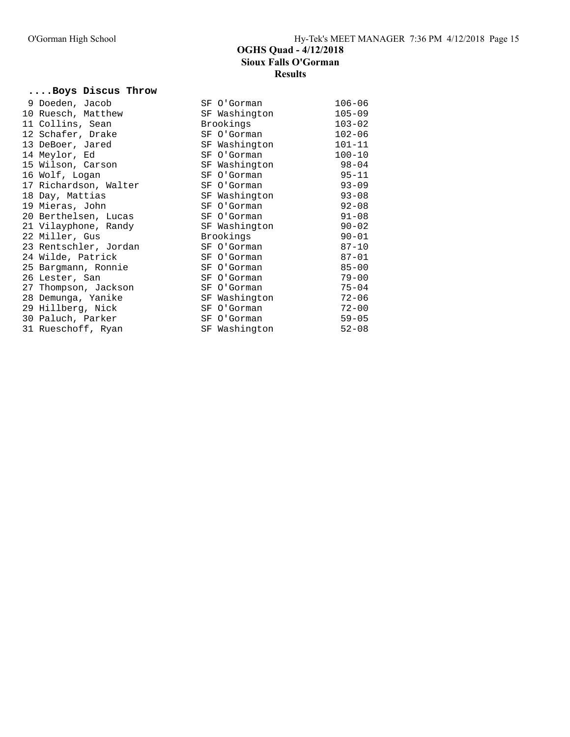#### ....Boys Discus Throw

| | | | |
|---|---|---|---|
| 9 | Doeden, Jacob | SF O'Gorman | 106-06 |
| 10 | Ruesch, Matthew | SF Washington | 105-09 |
| 11 | Collins, Sean | Brookings | 103-02 |
| 12 | Schafer, Drake | SF O'Gorman | 102-06 |
| 13 | DeBoer, Jared | SF Washington | 101-11 |
| 14 | Meylor, Ed | SF O'Gorman | 100-10 |
| 15 | Wilson, Carson | SF Washington | 98-04 |
| 16 | Wolf, Logan | SF O'Gorman | 95-11 |
| 17 | Richardson, Walter | SF O'Gorman | 93-09 |
| 18 | Day, Mattias | SF Washington | 93-08 |
| 19 | Mieras, John | SF O'Gorman | 92-08 |
| 20 | Berthelsen, Lucas | SF O'Gorman | 91-08 |
| 21 | Vilayphone, Randy | SF Washington | 90-02 |
| 22 | Miller, Gus | Brookings | 90-01 |
| 23 | Rentschler, Jordan | SF O'Gorman | 87-10 |
| 24 | Wilde, Patrick | SF O'Gorman | 87-01 |
| 25 | Bargmann, Ronnie | SF O'Gorman | 85-00 |
| 26 | Lester, San | SF O'Gorman | 79-00 |
| 27 | Thompson, Jackson | SF O'Gorman | 75-04 |
| 28 | Demunga, Yanike | SF Washington | 72-06 |
| 29 | Hillberg, Nick | SF O'Gorman | 72-00 |
| 30 | Paluch, Parker | SF O'Gorman | 59-05 |
| 31 | Rueschoff, Ryan | SF Washington | 52-08 |